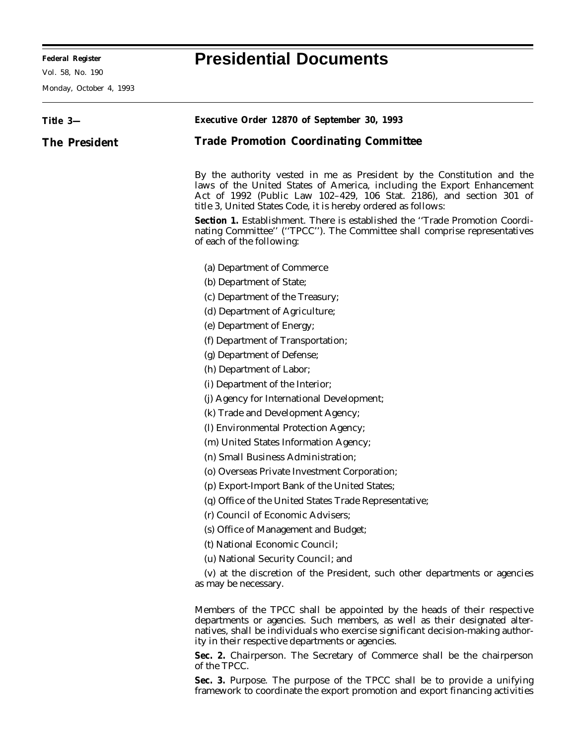# Presidential Documents

**Title 3—**

**The President**

**Executive Order 12870 of September 30, 1993**

## Trade Promotion Coordinating Committee

By the authority vested in me as President by the Constitution and the laws of the United States of America, including the Export Enhancement Act of 1992 (Public Law 102–429, 106 Stat. 2186), and section 301 of title 3, United States Code, it is hereby ordered as follows:

**Section 1.** Establishment. There is established the ''Trade Promotion Coordinating Committee'' (''TPCC''). The Committee shall comprise representatives of each of the following:

(a) Department of Commerce

(b) Department of State;

(c) Department of the Treasury;

(d) Department of Agriculture;

(e) Department of Energy;

(f) Department of Transportation;

(g) Department of Defense;

(h) Department of Labor;

(i) Department of the Interior;

(j) Agency for International Development;

(k) Trade and Development Agency;

(l) Environmental Protection Agency;

(m) United States Information Agency;

(n) Small Business Administration;

(o) Overseas Private Investment Corporation;

(p) Export-Import Bank of the United States;

(q) Office of the United States Trade Representative;

(r) Council of Economic Advisers;

(s) Office of Management and Budget;

(t) National Economic Council;

(u) National Security Council; and

(v) at the discretion of the President, such other departments or agencies as may be necessary.

Members of the TPCC shall be appointed by the heads of their respective departments or agencies. Such members, as well as their designated alternatives, shall be individuals who exercise significant decision-making authority in their respective departments or agencies.

**Sec. 2.** Chairperson. The Secretary of Commerce shall be the chairperson of the TPCC.

**Sec. 3.** Purpose. The purpose of the TPCC shall be to provide a unifying framework to coordinate the export promotion and export financing activities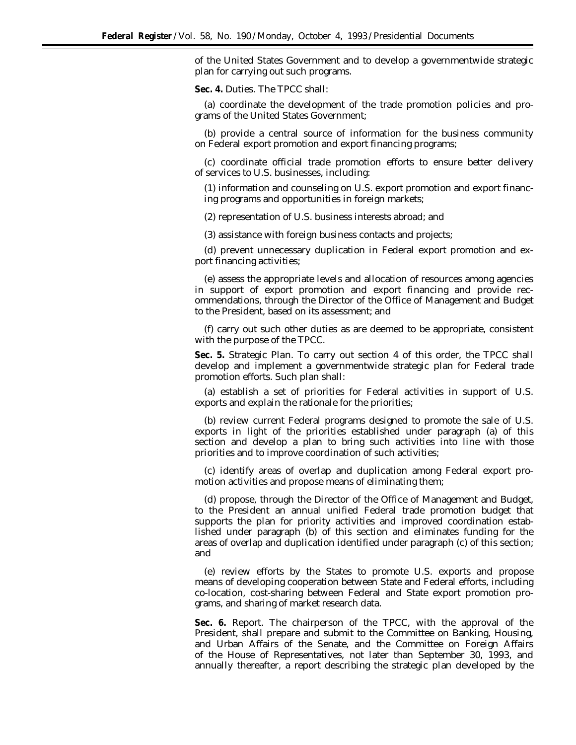of the United States Government and to develop a governmentwide strategic plan for carrying out such programs.

**Sec. 4.** Duties. The TPCC shall:

(a) coordinate the development of the trade promotion policies and programs of the United States Government;

(b) provide a central source of information for the business community on Federal export promotion and export financing programs;

(c) coordinate official trade promotion efforts to ensure better delivery of services to U.S. businesses, including:

(1) information and counseling on U.S. export promotion and export financing programs and opportunities in foreign markets;

(2) representation of U.S. business interests abroad; and

(3) assistance with foreign business contacts and projects;

(d) prevent unnecessary duplication in Federal export promotion and export financing activities;

(e) assess the appropriate levels and allocation of resources among agencies in support of export promotion and export financing and provide recommendations, through the Director of the Office of Management and Budget to the President, based on its assessment; and

(f) carry out such other duties as are deemed to be appropriate, consistent with the purpose of the TPCC.

**Sec. 5.** Strategic Plan. To carry out section 4 of this order, the TPCC shall develop and implement a governmentwide strategic plan for Federal trade promotion efforts. Such plan shall:

(a) establish a set of priorities for Federal activities in support of U.S. exports and explain the rationale for the priorities;

(b) review current Federal programs designed to promote the sale of U.S. exports in light of the priorities established under paragraph (a) of this section and develop a plan to bring such activities into line with those priorities and to improve coordination of such activities;

(c) identify areas of overlap and duplication among Federal export promotion activities and propose means of eliminating them;

(d) propose, through the Director of the Office of Management and Budget, to the President an annual unified Federal trade promotion budget that supports the plan for priority activities and improved coordination established under paragraph (b) of this section and eliminates funding for the areas of overlap and duplication identified under paragraph (c) of this section; and

(e) review efforts by the States to promote U.S. exports and propose means of developing cooperation between State and Federal efforts, including co-location, cost-sharing between Federal and State export promotion programs, and sharing of market research data.

**Sec. 6.** Report. The chairperson of the TPCC, with the approval of the President, shall prepare and submit to the Committee on Banking, Housing, and Urban Affairs of the Senate, and the Committee on Foreign Affairs of the House of Representatives, not later than September 30, 1993, and annually thereafter, a report describing the strategic plan developed by the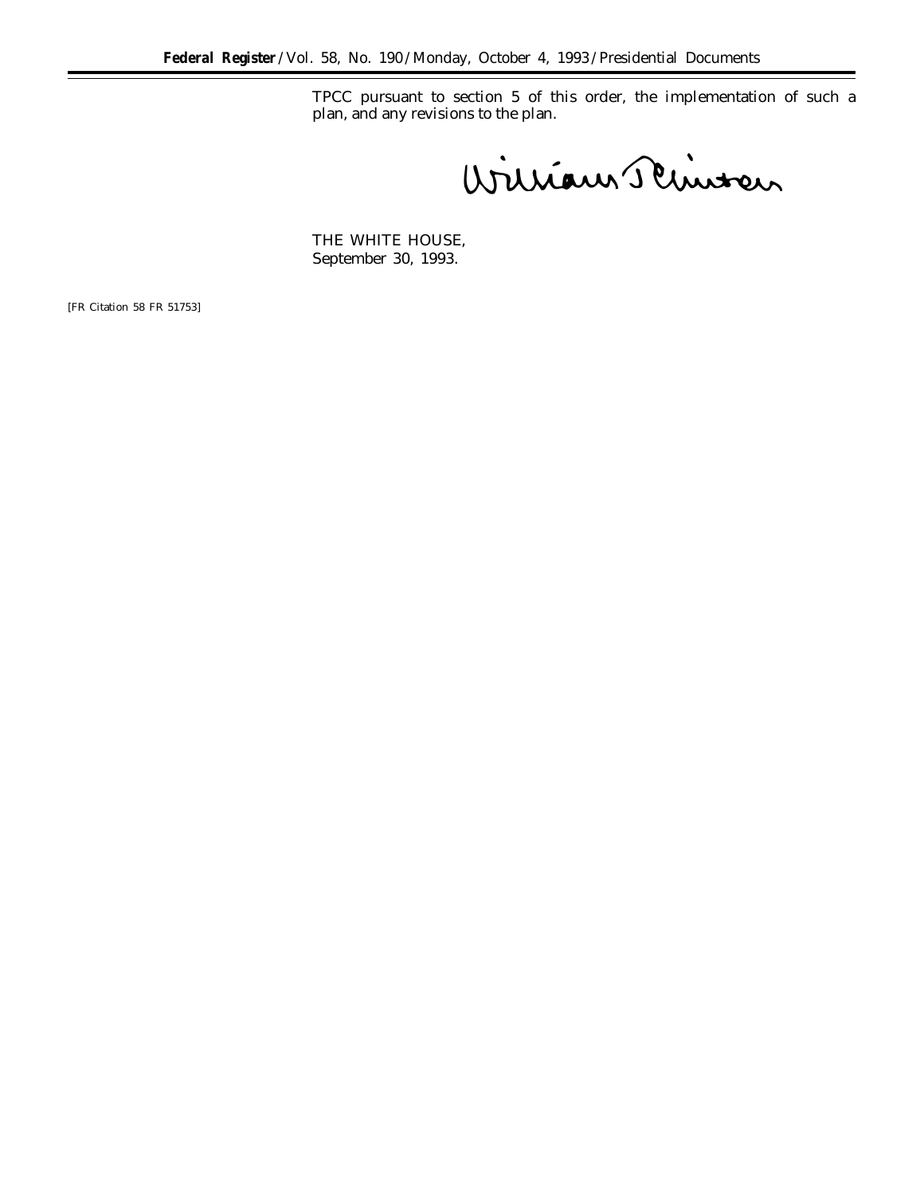TPCC pursuant to section 5 of this order, the implementation of such a plan, and any revisions to the plan.

THE WHITE HOUSE,
September 30, 1993.

[FR Citation 58 FR 51753]